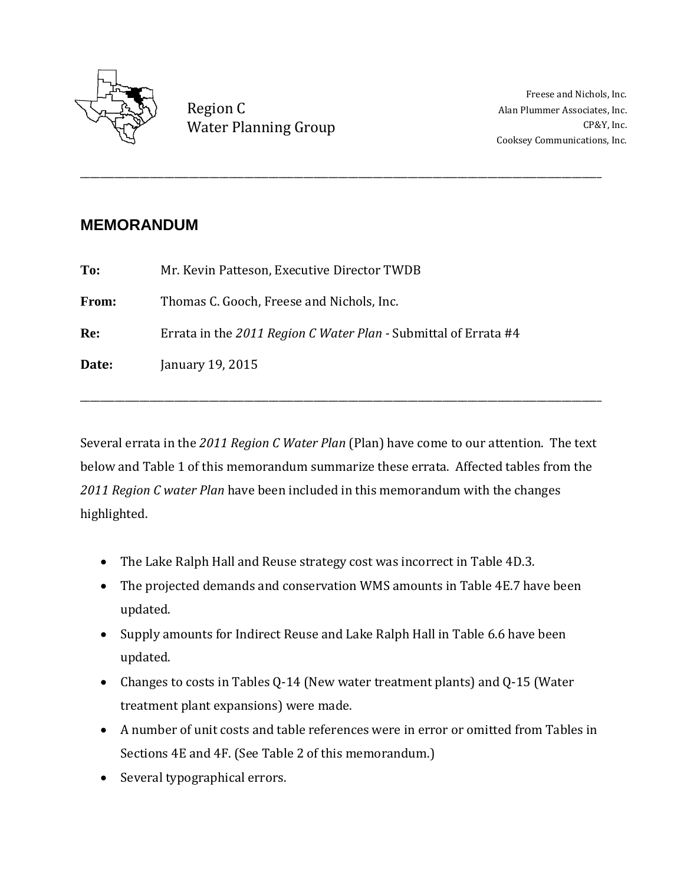Region C
Water Planning Group

Freese and Nichols, Inc.
Alan Plummer Associates, Inc.
CP&Y, Inc.
Cooksey Communications, Inc.

---

## MEMORANDUM

**To:** Mr. Kevin Patteson, Executive Director TWDB

**From:** Thomas C. Gooch, Freese and Nichols, Inc.

**Re:** Errata in the *2011 Region C Water Plan* - Submittal of Errata #4

**Date:** January 19, 2015

---

Several errata in the *2011 Region C Water Plan* (Plan) have come to our attention. The text below and Table 1 of this memorandum summarize these errata. Affected tables from the *2011 Region C water Plan* have been included in this memorandum with the changes highlighted.

- The Lake Ralph Hall and Reuse strategy cost was incorrect in Table 4D.3.
- The projected demands and conservation WMS amounts in Table 4E.7 have been updated.
- Supply amounts for Indirect Reuse and Lake Ralph Hall in Table 6.6 have been updated.
- Changes to costs in Tables Q-14 (New water treatment plants) and Q-15 (Water treatment plant expansions) were made.
- A number of unit costs and table references were in error or omitted from Tables in Sections 4E and 4F. (See Table 2 of this memorandum.)
- Several typographical errors.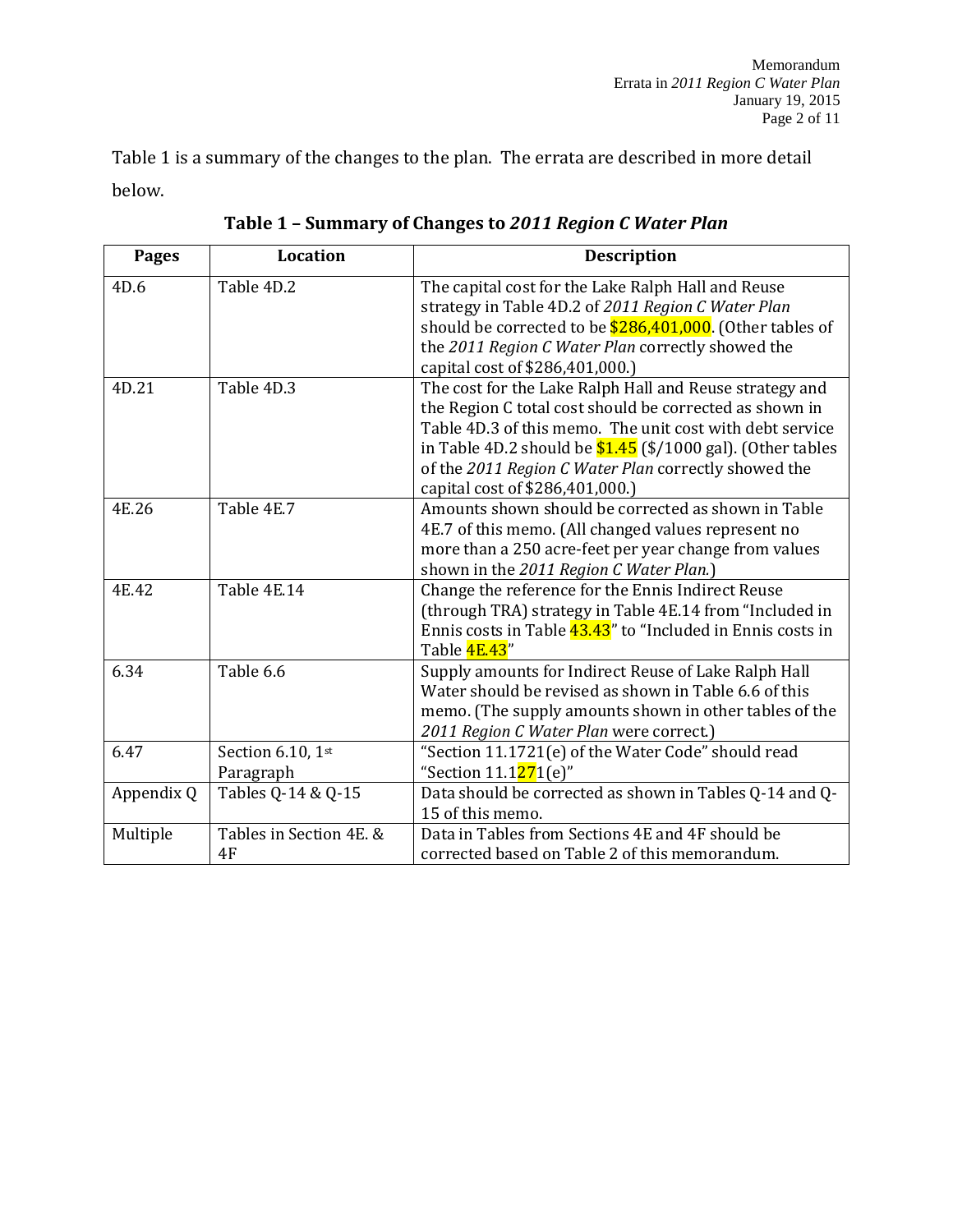Table 1 is a summary of the changes to the plan. The errata are described in more detail below.

**Table 1 – Summary of Changes to *2011 Region C Water Plan***

| Pages | Location | Description |
|---|---|---|
| 4D.6 | Table 4D.2 | The capital cost for the Lake Ralph Hall and Reuse strategy in Table 4D.2 of *2011 Region C Water Plan* should be corrected to be $286,401,000. (Other tables of the *2011 Region C Water Plan* correctly showed the capital cost of $286,401,000.) |
| 4D.21 | Table 4D.3 | The cost for the Lake Ralph Hall and Reuse strategy and the Region C total cost should be corrected as shown in Table 4D.3 of this memo. The unit cost with debt service in Table 4D.2 should be $1.45 ($/1000 gal). (Other tables of the *2011 Region C Water Plan* correctly showed the capital cost of $286,401,000.) |
| 4E.26 | Table 4E.7 | Amounts shown should be corrected as shown in Table 4E.7 of this memo. (All changed values represent no more than a 250 acre-feet per year change from values shown in the *2011 Region C Water Plan.*) |
| 4E.42 | Table 4E.14 | Change the reference for the Ennis Indirect Reuse (through TRA) strategy in Table 4E.14 from "Included in Ennis costs in Table 43.43" to "Included in Ennis costs in Table 4E.43" |
| 6.34 | Table 6.6 | Supply amounts for Indirect Reuse of Lake Ralph Hall Water should be revised as shown in Table 6.6 of this memo. (The supply amounts shown in other tables of the *2011 Region C Water Plan* were correct.) |
| 6.47 | Section 6.10, 1st Paragraph | "Section 11.1721(e) of the Water Code" should read "Section 11.1271(e)" |
| Appendix Q | Tables Q-14 & Q-15 | Data should be corrected as shown in Tables Q-14 and Q-15 of this memo. |
| Multiple | Tables in Section 4E. & 4F | Data in Tables from Sections 4E and 4F should be corrected based on Table 2 of this memorandum. |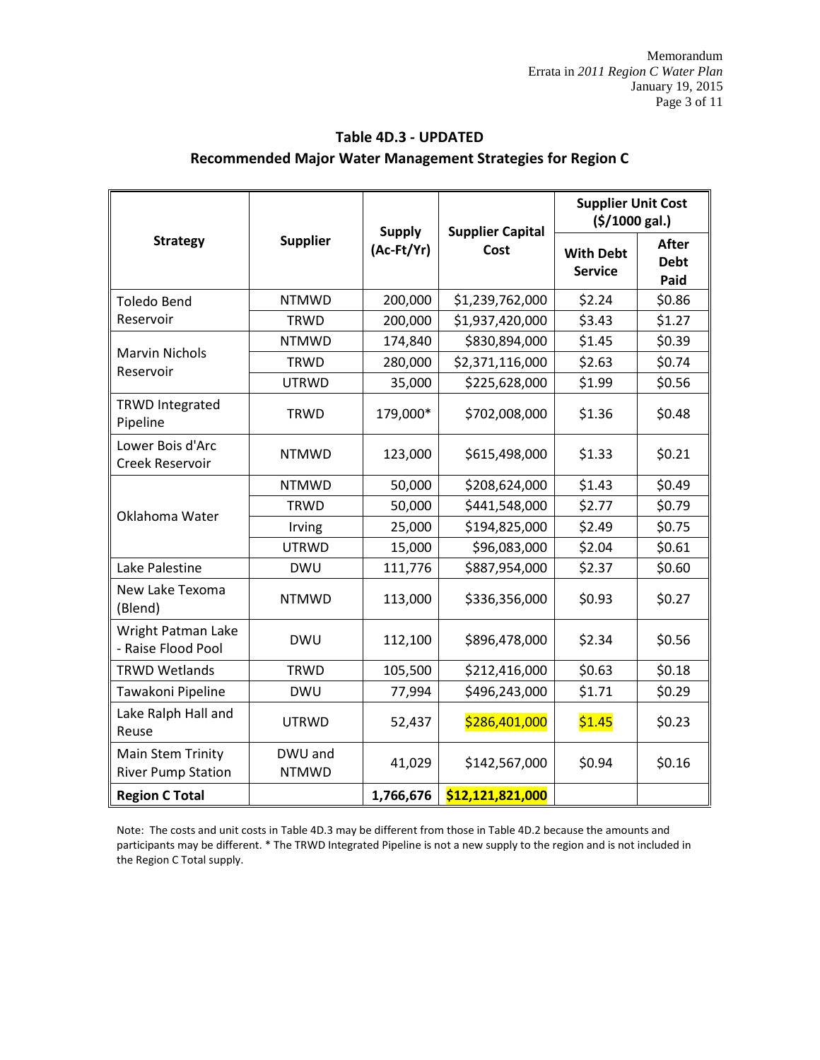## Table 4D.3 - UPDATED

## Recommended Major Water Management Strategies for Region C

| Strategy | Supplier | Supply (Ac-Ft/Yr) | Supplier Capital Cost | Supplier Unit Cost ($/1000 gal.) | |
|---|---|---|---|---|---|
| | | | | With Debt Service | After Debt Paid |
| Toledo Bend Reservoir | NTMWD | 200,000 | $1,239,762,000 | $2.24 | $0.86 |
| | TRWD | 200,000 | $1,937,420,000 | $3.43 | $1.27 |
| Marvin Nichols Reservoir | NTMWD | 174,840 | $830,894,000 | $1.45 | $0.39 |
| | TRWD | 280,000 | $2,371,116,000 | $2.63 | $0.74 |
| | UTRWD | 35,000 | $225,628,000 | $1.99 | $0.56 |
| TRWD Integrated Pipeline | TRWD | 179,000* | $702,008,000 | $1.36 | $0.48 |
| Lower Bois d'Arc Creek Reservoir | NTMWD | 123,000 | $615,498,000 | $1.33 | $0.21 |
| Oklahoma Water | NTMWD | 50,000 | $208,624,000 | $1.43 | $0.49 |
| | TRWD | 50,000 | $441,548,000 | $2.77 | $0.79 |
| | Irving | 25,000 | $194,825,000 | $2.49 | $0.75 |
| | UTRWD | 15,000 | $96,083,000 | $2.04 | $0.61 |
| Lake Palestine | DWU | 111,776 | $887,954,000 | $2.37 | $0.60 |
| New Lake Texoma (Blend) | NTMWD | 113,000 | $336,356,000 | $0.93 | $0.27 |
| Wright Patman Lake - Raise Flood Pool | DWU | 112,100 | $896,478,000 | $2.34 | $0.56 |
| TRWD Wetlands | TRWD | 105,500 | $212,416,000 | $0.63 | $0.18 |
| Tawakoni Pipeline | DWU | 77,994 | $496,243,000 | $1.71 | $0.29 |
| Lake Ralph Hall and Reuse | UTRWD | 52,437 | $286,401,000 | $1.45 | $0.23 |
| Main Stem Trinity River Pump Station | DWU and NTMWD | 41,029 | $142,567,000 | $0.94 | $0.16 |
| **Region C Total** | | **1,766,676** | **$12,121,821,000** | | |

Note: The costs and unit costs in Table 4D.3 may be different from those in Table 4D.2 because the amounts and participants may be different. * The TRWD Integrated Pipeline is not a new supply to the region and is not included in the Region C Total supply.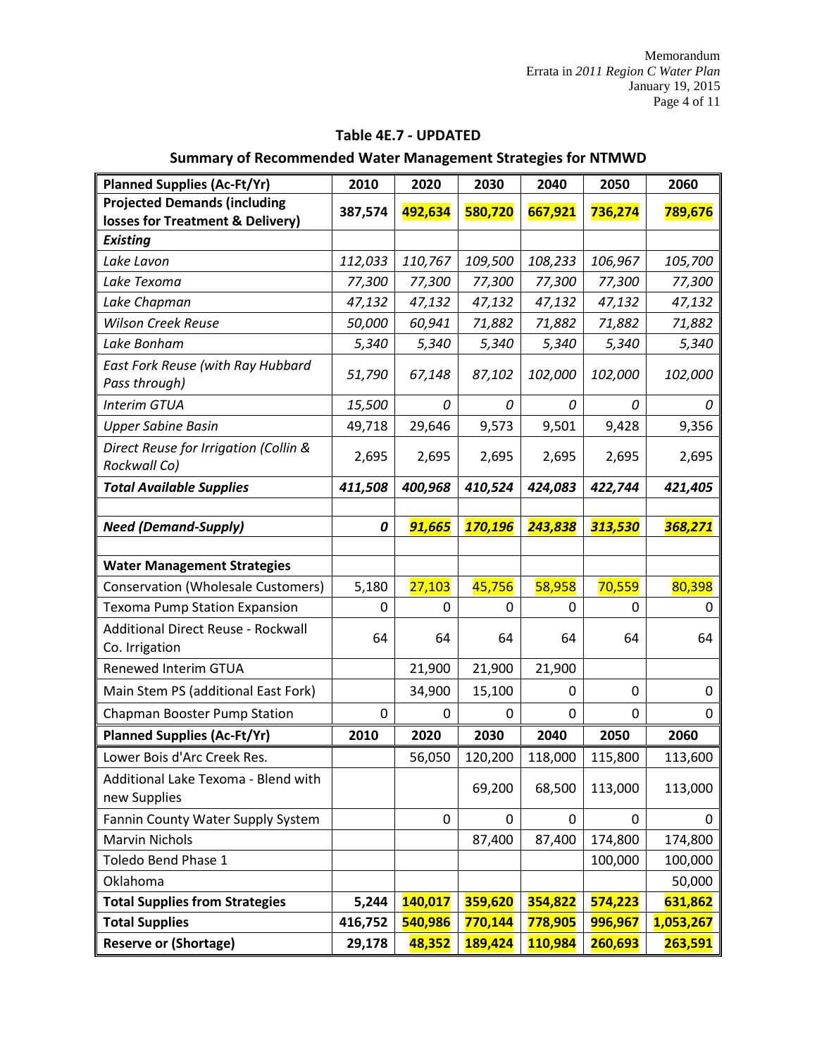## Table 4E.7 - UPDATED

## Summary of Recommended Water Management Strategies for NTMWD

| Planned Supplies (Ac-Ft/Yr) | 2010 | 2020 | 2030 | 2040 | 2050 | 2060 |
|---|---|---|---|---|---|---|
| **Projected Demands (including losses for Treatment & Delivery)** | **387,574** | **492,634** | **580,720** | **667,921** | **736,274** | **789,676** |
| ***Existing*** | | | | | | |
| *Lake Lavon* | *112,033* | *110,767* | *109,500* | *108,233* | *106,967* | *105,700* |
| *Lake Texoma* | *77,300* | *77,300* | *77,300* | *77,300* | *77,300* | *77,300* |
| *Lake Chapman* | *47,132* | *47,132* | *47,132* | *47,132* | *47,132* | *47,132* |
| *Wilson Creek Reuse* | *50,000* | *60,941* | *71,882* | *71,882* | *71,882* | *71,882* |
| *Lake Bonham* | *5,340* | *5,340* | *5,340* | *5,340* | *5,340* | *5,340* |
| *East Fork Reuse (with Ray Hubbard Pass through)* | *51,790* | *67,148* | *87,102* | *102,000* | *102,000* | *102,000* |
| *Interim GTUA* | *15,500* | *0* | *0* | *0* | *0* | *0* |
| *Upper Sabine Basin* | 49,718 | 29,646 | 9,573 | 9,501 | 9,428 | 9,356 |
| *Direct Reuse for Irrigation (Collin & Rockwall Co)* | 2,695 | 2,695 | 2,695 | 2,695 | 2,695 | 2,695 |
| ***Total Available Supplies*** | ***411,508*** | ***400,968*** | ***410,524*** | ***424,083*** | ***422,744*** | ***421,405*** |
| | | | | | | |
| ***Need (Demand-Supply)*** | ***0*** | ***91,665*** | ***170,196*** | ***243,838*** | ***313,530*** | ***368,271*** |
| | | | | | | |
| **Water Management Strategies** | | | | | | |
| Conservation (Wholesale Customers) | 5,180 | 27,103 | 45,756 | 58,958 | 70,559 | 80,398 |
| Texoma Pump Station Expansion | 0 | 0 | 0 | 0 | 0 | 0 |
| Additional Direct Reuse - Rockwall Co. Irrigation | 64 | 64 | 64 | 64 | 64 | 64 |
| Renewed Interim GTUA | | 21,900 | 21,900 | 21,900 | | |
| Main Stem PS (additional East Fork) | | 34,900 | 15,100 | 0 | 0 | 0 |
| Chapman Booster Pump Station | 0 | 0 | 0 | 0 | 0 | 0 |
| **Planned Supplies (Ac-Ft/Yr)** | **2010** | **2020** | **2030** | **2040** | **2050** | **2060** |
| Lower Bois d'Arc Creek Res. | | 56,050 | 120,200 | 118,000 | 115,800 | 113,600 |
| Additional Lake Texoma - Blend with new Supplies | | | 69,200 | 68,500 | 113,000 | 113,000 |
| Fannin County Water Supply System | | 0 | 0 | 0 | 0 | 0 |
| Marvin Nichols | | | 87,400 | 87,400 | 174,800 | 174,800 |
| Toledo Bend Phase 1 | | | | | 100,000 | 100,000 |
| Oklahoma | | | | | | 50,000 |
| **Total Supplies from Strategies** | **5,244** | **140,017** | **359,620** | **354,822** | **574,223** | **631,862** |
| **Total Supplies** | **416,752** | **540,986** | **770,144** | **778,905** | **996,967** | **1,053,267** |
| **Reserve or (Shortage)** | **29,178** | **48,352** | **189,424** | **110,984** | **260,693** | **263,591** |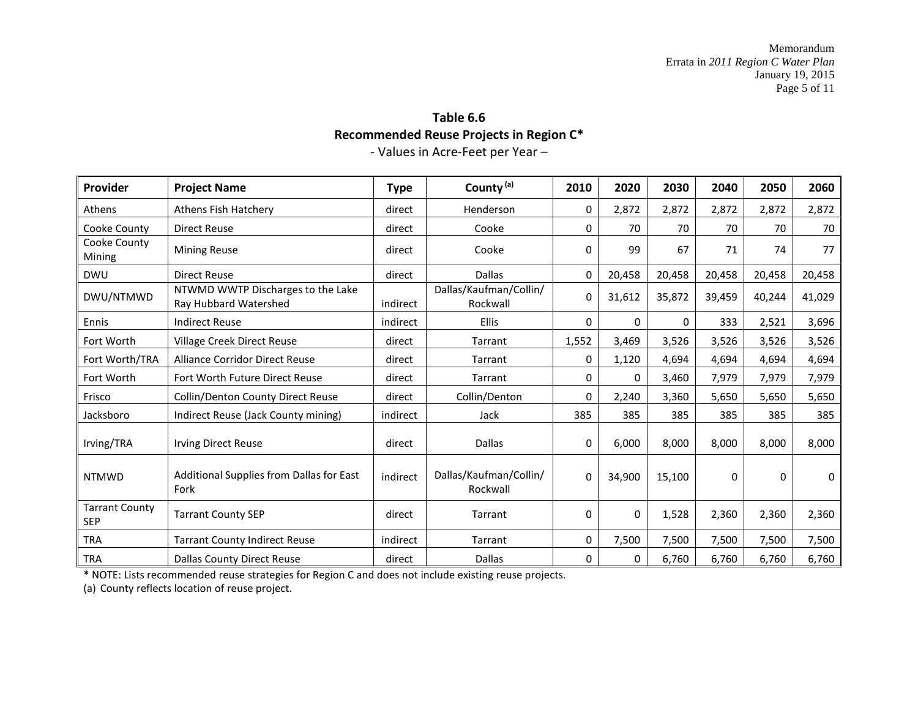**Table 6.6**
**Recommended Reuse Projects in Region C***
- Values in Acre-Feet per Year –

| Provider | Project Name | Type | County (a) | 2010 | 2020 | 2030 | 2040 | 2050 | 2060 |
|---|---|---|---|---|---|---|---|---|---|
| Athens | Athens Fish Hatchery | direct | Henderson | 0 | 2,872 | 2,872 | 2,872 | 2,872 | 2,872 |
| Cooke County | Direct Reuse | direct | Cooke | 0 | 70 | 70 | 70 | 70 | 70 |
| Cooke County Mining | Mining Reuse | direct | Cooke | 0 | 99 | 67 | 71 | 74 | 77 |
| DWU | Direct Reuse | direct | Dallas | 0 | 20,458 | 20,458 | 20,458 | 20,458 | 20,458 |
| DWU/NTMWD | NTWMD WWTP Discharges to the Lake Ray Hubbard Watershed | indirect | Dallas/Kaufman/Collin/ Rockwall | 0 | 31,612 | 35,872 | 39,459 | 40,244 | 41,029 |
| Ennis | Indirect Reuse | indirect | Ellis | 0 | 0 | 0 | 333 | 2,521 | 3,696 |
| Fort Worth | Village Creek Direct Reuse | direct | Tarrant | 1,552 | 3,469 | 3,526 | 3,526 | 3,526 | 3,526 |
| Fort Worth/TRA | Alliance Corridor Direct Reuse | direct | Tarrant | 0 | 1,120 | 4,694 | 4,694 | 4,694 | 4,694 |
| Fort Worth | Fort Worth Future Direct Reuse | direct | Tarrant | 0 | 0 | 3,460 | 7,979 | 7,979 | 7,979 |
| Frisco | Collin/Denton County Direct Reuse | direct | Collin/Denton | 0 | 2,240 | 3,360 | 5,650 | 5,650 | 5,650 |
| Jacksboro | Indirect Reuse (Jack County mining) | indirect | Jack | 385 | 385 | 385 | 385 | 385 | 385 |
| Irving/TRA | Irving Direct Reuse | direct | Dallas | 0 | 6,000 | 8,000 | 8,000 | 8,000 | 8,000 |
| NTMWD | Additional Supplies from Dallas for East Fork | indirect | Dallas/Kaufman/Collin/ Rockwall | 0 | 34,900 | 15,100 | 0 | 0 | 0 |
| Tarrant County SEP | Tarrant County SEP | direct | Tarrant | 0 | 0 | 1,528 | 2,360 | 2,360 | 2,360 |
| TRA | Tarrant County Indirect Reuse | indirect | Tarrant | 0 | 7,500 | 7,500 | 7,500 | 7,500 | 7,500 |
| TRA | Dallas County Direct Reuse | direct | Dallas | 0 | 0 | 6,760 | 6,760 | 6,760 | 6,760 |

* NOTE: Lists recommended reuse strategies for Region C and does not include existing reuse projects.

(a) County reflects location of reuse project.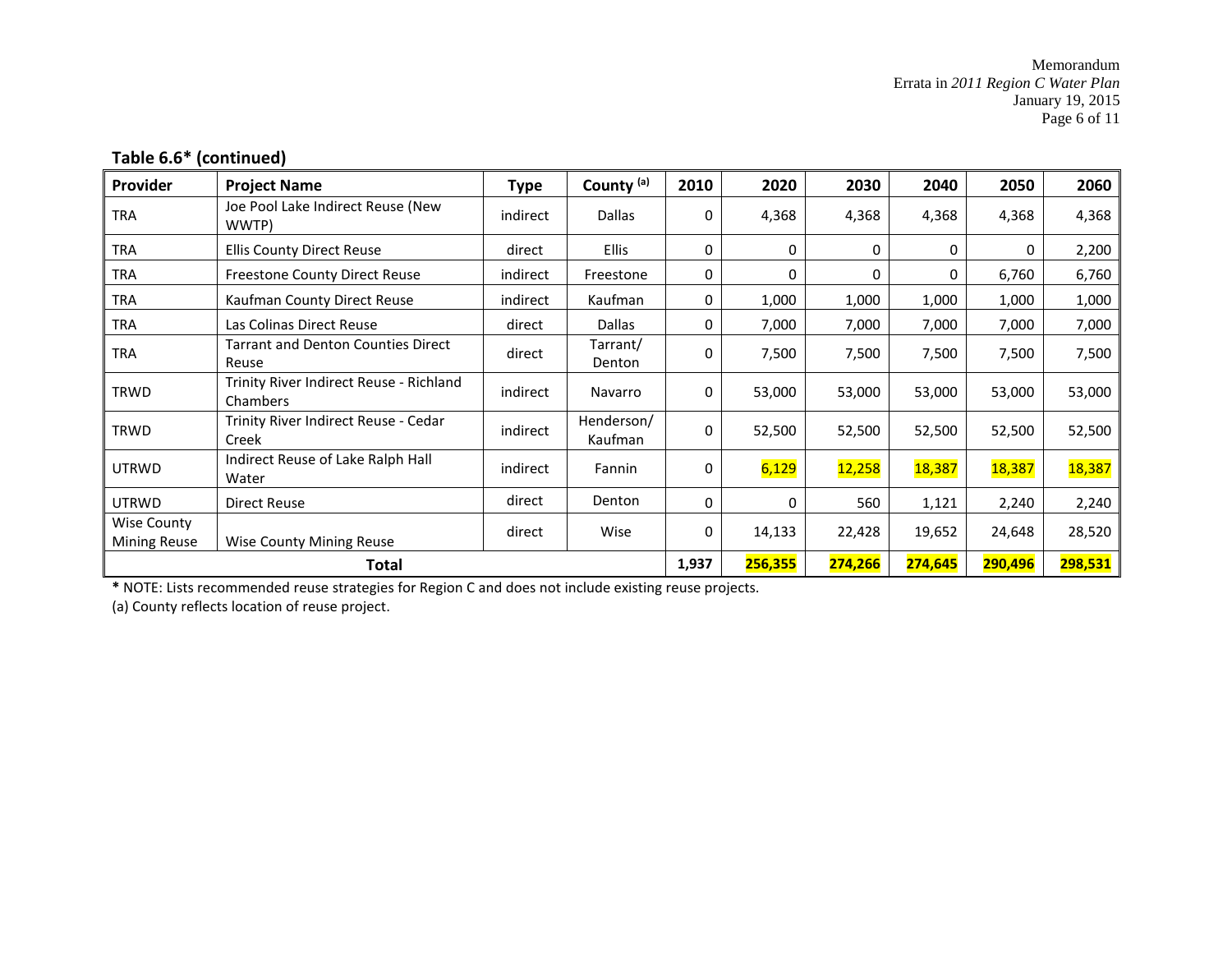**Table 6.6* (continued)**

| Provider | Project Name | Type | County [a] | 2010 | 2020 | 2030 | 2040 | 2050 | 2060 |
|---|---|---|---|---|---|---|---|---|---|
| TRA | Joe Pool Lake Indirect Reuse (New WWTP) | indirect | Dallas | 0 | 4,368 | 4,368 | 4,368 | 4,368 | 4,368 |
| TRA | Ellis County Direct Reuse | direct | Ellis | 0 | 0 | 0 | 0 | 0 | 2,200 |
| TRA | Freestone County Direct Reuse | indirect | Freestone | 0 | 0 | 0 | 0 | 6,760 | 6,760 |
| TRA | Kaufman County Direct Reuse | indirect | Kaufman | 0 | 1,000 | 1,000 | 1,000 | 1,000 | 1,000 |
| TRA | Las Colinas Direct Reuse | direct | Dallas | 0 | 7,000 | 7,000 | 7,000 | 7,000 | 7,000 |
| TRA | Tarrant and Denton Counties Direct Reuse | direct | Tarrant/ Denton | 0 | 7,500 | 7,500 | 7,500 | 7,500 | 7,500 |
| TRWD | Trinity River Indirect Reuse - Richland Chambers | indirect | Navarro | 0 | 53,000 | 53,000 | 53,000 | 53,000 | 53,000 |
| TRWD | Trinity River Indirect Reuse - Cedar Creek | indirect | Henderson/ Kaufman | 0 | 52,500 | 52,500 | 52,500 | 52,500 | 52,500 |
| UTRWD | Indirect Reuse of Lake Ralph Hall Water | indirect | Fannin | 0 | 6,129 | 12,258 | 18,387 | 18,387 | 18,387 |
| UTRWD | Direct Reuse | direct | Denton | 0 | 0 | 560 | 1,121 | 2,240 | 2,240 |
| Wise County Mining Reuse | Wise County Mining Reuse | direct | Wise | 0 | 14,133 | 22,428 | 19,652 | 24,648 | 28,520 |
| **Total** | | | | **1,937** | **256,355** | **274,266** | **274,645** | **290,496** | **298,531** |

* NOTE: Lists recommended reuse strategies for Region C and does not include existing reuse projects.

(a) County reflects location of reuse project.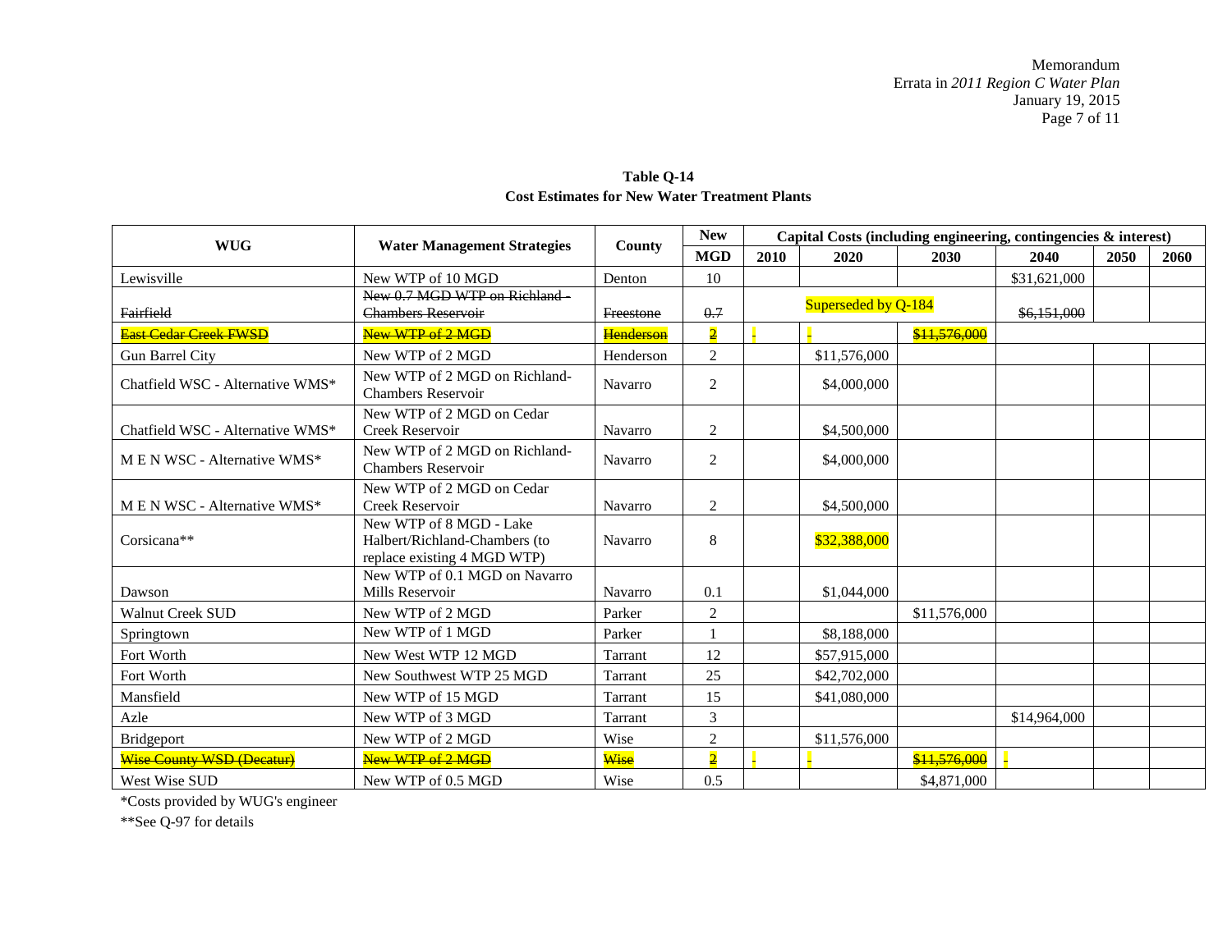**Table Q-14**
**Cost Estimates for New Water Treatment Plants**

| WUG | Water Management Strategies | County | New MGD | Capital Costs (including engineering, contingencies & interest) | | | | | |
|---|---|---|---|---|---|---|---|---|---|
| | | | | 2010 | 2020 | 2030 | 2040 | 2050 | 2060 |
| Lewisville | New WTP of 10 MGD | Denton | 10 | | | | $31,621,000 | | |
| ~~Fairfield~~ | ~~New 0.7 MGD WTP on Richland - Chambers Reservoir~~ | ~~Freestone~~ | ~~0.7~~ | Superseded by Q-184 | | | ~~$6,151,000~~ | | |
| ~~East Cedar Creek FWSD~~ | ~~New WTP of 2 MGD~~ | ~~Henderson~~ | ~~2~~ | ~~-~~ | ~~-~~ | ~~$11,576,000~~ | | | |
| Gun Barrel City | New WTP of 2 MGD | Henderson | 2 | | $11,576,000 | | | | |
| Chatfield WSC - Alternative WMS* | New WTP of 2 MGD on Richland-Chambers Reservoir | Navarro | 2 | | $4,000,000 | | | | |
| Chatfield WSC - Alternative WMS* | New WTP of 2 MGD on Cedar Creek Reservoir | Navarro | 2 | | $4,500,000 | | | | |
| M E N WSC - Alternative WMS* | New WTP of 2 MGD on Richland-Chambers Reservoir | Navarro | 2 | | $4,000,000 | | | | |
| M E N WSC - Alternative WMS* | New WTP of 2 MGD on Cedar Creek Reservoir | Navarro | 2 | | $4,500,000 | | | | |
| Corsicana** | New WTP of 8 MGD - Lake Halbert/Richland-Chambers (to replace existing 4 MGD WTP) | Navarro | 8 | | $32,388,000 | | | | |
| Dawson | New WTP of 0.1 MGD on Navarro Mills Reservoir | Navarro | 0.1 | | $1,044,000 | | | | |
| Walnut Creek SUD | New WTP of 2 MGD | Parker | 2 | | | $11,576,000 | | | |
| Springtown | New WTP of 1 MGD | Parker | 1 | | $8,188,000 | | | | |
| Fort Worth | New West WTP 12 MGD | Tarrant | 12 | | $57,915,000 | | | | |
| Fort Worth | New Southwest WTP 25 MGD | Tarrant | 25 | | $42,702,000 | | | | |
| Mansfield | New WTP of 15 MGD | Tarrant | 15 | | $41,080,000 | | | | |
| Azle | New WTP of 3 MGD | Tarrant | 3 | | | | $14,964,000 | | |
| Bridgeport | New WTP of 2 MGD | Wise | 2 | | $11,576,000 | | | | |
| ~~Wise County WSD (Decatur)~~ | ~~New WTP of 2 MGD~~ | ~~Wise~~ | ~~2~~ | ~~-~~ | ~~-~~ | ~~$11,576,000~~ | ~~-~~ | | |
| West Wise SUD | New WTP of 0.5 MGD | Wise | 0.5 | | | $4,871,000 | | | |

*Costs provided by WUG's engineer

**See Q-97 for details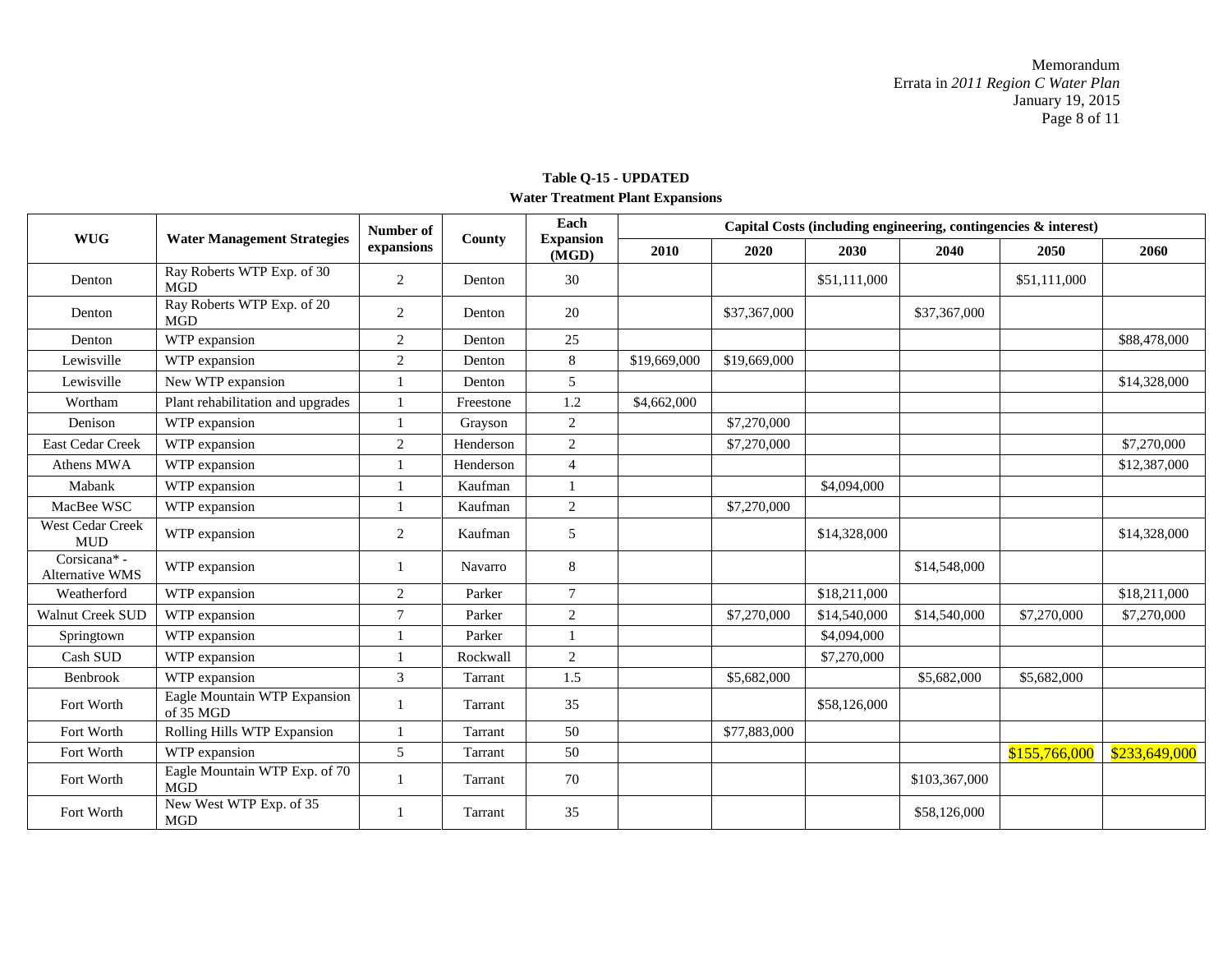**Table Q-15 - UPDATED**

**Water Treatment Plant Expansions**

| WUG | Water Management Strategies | Number of expansions | County | Each Expansion (MGD) | Capital Costs (including engineering, contingencies & interest) | | | | | |
|---|---|---|---|---|---|---|---|---|---|---|
| | | | | | 2010 | 2020 | 2030 | 2040 | 2050 | 2060 |
| Denton | Ray Roberts WTP Exp. of 30 MGD | 2 | Denton | 30 | | | $51,111,000 | | $51,111,000 | |
| Denton | Ray Roberts WTP Exp. of 20 MGD | 2 | Denton | 20 | | $37,367,000 | | $37,367,000 | | |
| Denton | WTP expansion | 2 | Denton | 25 | | | | | | $88,478,000 |
| Lewisville | WTP expansion | 2 | Denton | 8 | $19,669,000 | $19,669,000 | | | | |
| Lewisville | New WTP expansion | 1 | Denton | 5 | | | | | | $14,328,000 |
| Wortham | Plant rehabilitation and upgrades | 1 | Freestone | 1.2 | $4,662,000 | | | | | |
| Denison | WTP expansion | 1 | Grayson | 2 | | $7,270,000 | | | | |
| East Cedar Creek | WTP expansion | 2 | Henderson | 2 | | $7,270,000 | | | | $7,270,000 |
| Athens MWA | WTP expansion | 1 | Henderson | 4 | | | | | | $12,387,000 |
| Mabank | WTP expansion | 1 | Kaufman | 1 | | | $4,094,000 | | | |
| MacBee WSC | WTP expansion | 1 | Kaufman | 2 | | $7,270,000 | | | | |
| West Cedar Creek MUD | WTP expansion | 2 | Kaufman | 5 | | | $14,328,000 | | | $14,328,000 |
| Corsicana* - Alternative WMS | WTP expansion | 1 | Navarro | 8 | | | | $14,548,000 | | |
| Weatherford | WTP expansion | 2 | Parker | 7 | | | $18,211,000 | | | $18,211,000 |
| Walnut Creek SUD | WTP expansion | 7 | Parker | 2 | | $7,270,000 | $14,540,000 | $14,540,000 | $7,270,000 | $7,270,000 |
| Springtown | WTP expansion | 1 | Parker | 1 | | | $4,094,000 | | | |
| Cash SUD | WTP expansion | 1 | Rockwall | 2 | | | $7,270,000 | | | |
| Benbrook | WTP expansion | 3 | Tarrant | 1.5 | | $5,682,000 | | $5,682,000 | $5,682,000 | |
| Fort Worth | Eagle Mountain WTP Expansion of 35 MGD | 1 | Tarrant | 35 | | | $58,126,000 | | | |
| Fort Worth | Rolling Hills WTP Expansion | 1 | Tarrant | 50 | | $77,883,000 | | | | |
| Fort Worth | WTP expansion | 5 | Tarrant | 50 | | | | | $155,766,000 | $233,649,000 |
| Fort Worth | Eagle Mountain WTP Exp. of 70 MGD | 1 | Tarrant | 70 | | | | $103,367,000 | | |
| Fort Worth | New West WTP Exp. of 35 MGD | 1 | Tarrant | 35 | | | | $58,126,000 | | |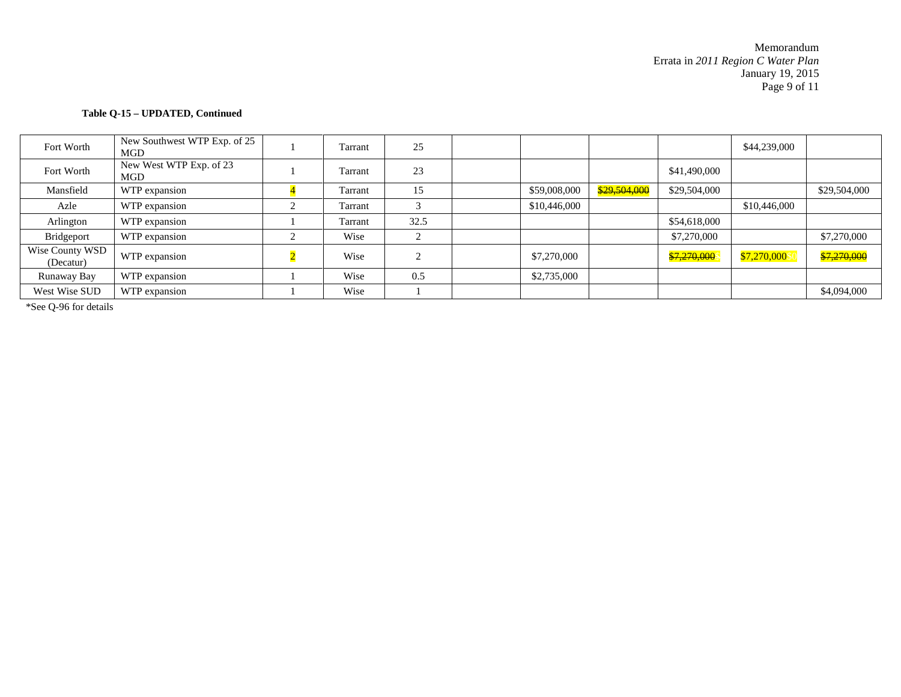**Table Q-15 – UPDATED, Continued**

| | | | | | | | | | | |
|---|---|---|---|---|---|---|---|---|---|---|
| Fort Worth | New Southwest WTP Exp. of 25 MGD | 1 | Tarrant | 25 | | | | | $44,239,000 | |
| Fort Worth | New West WTP Exp. of 23 MGD | 1 | Tarrant | 23 | | | | $41,490,000 | | |
| Mansfield | WTP expansion | 4 | Tarrant | 15 | | $59,008,000 | ~~$29,504,000~~ | $29,504,000 | | $29,504,000 |
| Azle | WTP expansion | 2 | Tarrant | 3 | | $10,446,000 | | | $10,446,000 | |
| Arlington | WTP expansion | 1 | Tarrant | 32.5 | | | | $54,618,000 | | |
| Bridgeport | WTP expansion | 2 | Wise | 2 | | | | $7,270,000 | | $7,270,000 |
| Wise County WSD (Decatur) | WTP expansion | 2 | Wise | 2 | | $7,270,000 | | ~~$7,270,000~~ $ | $7,270,000 $0 | ~~$7,270,000~~ |
| Runaway Bay | WTP expansion | 1 | Wise | 0.5 | | $2,735,000 | | | | |
| West Wise SUD | WTP expansion | 1 | Wise | 1 | | | | | | $4,094,000 |

*See Q-96 for details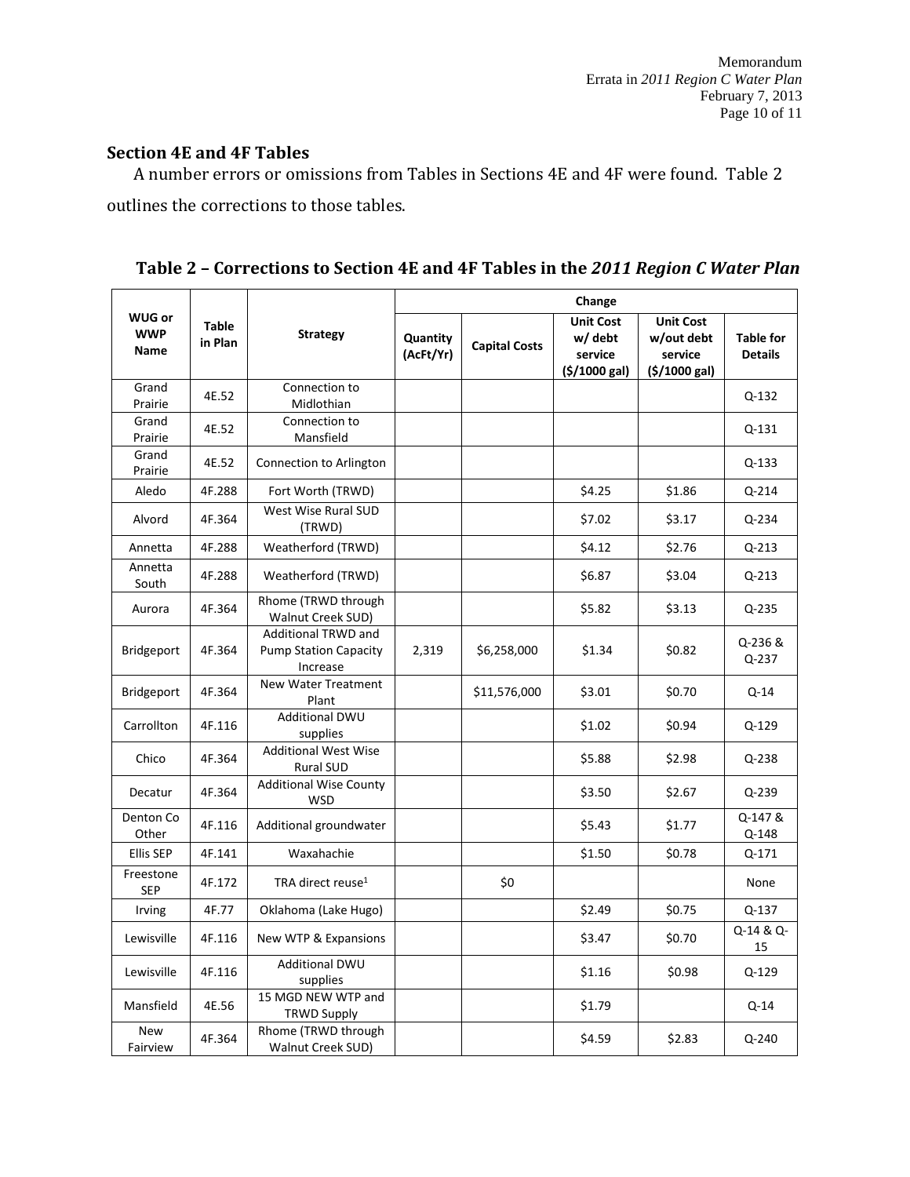## Section 4E and 4F Tables

A number errors or omissions from Tables in Sections 4E and 4F were found. Table 2 outlines the corrections to those tables.

**Table 2 – Corrections to Section 4E and 4F Tables in the *2011 Region C Water Plan***

| WUG or WWP Name | Table in Plan | Strategy | Change | | | | |
|---|---|---|---|---|---|---|---|
| | | | Quantity (AcFt/Yr) | Capital Costs | Unit Cost w/ debt service ($/1000 gal) | Unit Cost w/out debt service ($/1000 gal) | Table for Details |
| Grand Prairie | 4E.52 | Connection to Midlothian | | | | | Q-132 |
| Grand Prairie | 4E.52 | Connection to Mansfield | | | | | Q-131 |
| Grand Prairie | 4E.52 | Connection to Arlington | | | | | Q-133 |
| Aledo | 4F.288 | Fort Worth (TRWD) | | | $4.25 | $1.86 | Q-214 |
| Alvord | 4F.364 | West Wise Rural SUD (TRWD) | | | $7.02 | $3.17 | Q-234 |
| Annetta | 4F.288 | Weatherford (TRWD) | | | $4.12 | $2.76 | Q-213 |
| Annetta South | 4F.288 | Weatherford (TRWD) | | | $6.87 | $3.04 | Q-213 |
| Aurora | 4F.364 | Rhome (TRWD through Walnut Creek SUD) | | | $5.82 | $3.13 | Q-235 |
| Bridgeport | 4F.364 | Additional TRWD and Pump Station Capacity Increase | 2,319 | $6,258,000 | $1.34 | $0.82 | Q-236 & Q-237 |
| Bridgeport | 4F.364 | New Water Treatment Plant | | $11,576,000 | $3.01 | $0.70 | Q-14 |
| Carrollton | 4F.116 | Additional DWU supplies | | | $1.02 | $0.94 | Q-129 |
| Chico | 4F.364 | Additional West Wise Rural SUD | | | $5.88 | $2.98 | Q-238 |
| Decatur | 4F.364 | Additional Wise County WSD | | | $3.50 | $2.67 | Q-239 |
| Denton Co Other | 4F.116 | Additional groundwater | | | $5.43 | $1.77 | Q-147 & Q-148 |
| Ellis SEP | 4F.141 | Waxahachie | | | $1.50 | $0.78 | Q-171 |
| Freestone SEP | 4F.172 | TRA direct reuse[1] | | $0 | | | None |
| Irving | 4F.77 | Oklahoma (Lake Hugo) | | | $2.49 | $0.75 | Q-137 |
| Lewisville | 4F.116 | New WTP & Expansions | | | $3.47 | $0.70 | Q-14 & Q-15 |
| Lewisville | 4F.116 | Additional DWU supplies | | | $1.16 | $0.98 | Q-129 |
| Mansfield | 4E.56 | 15 MGD NEW WTP and TRWD Supply | | | $1.79 | | Q-14 |
| New Fairview | 4F.364 | Rhome (TRWD through Walnut Creek SUD) | | | $4.59 | $2.83 | Q-240 |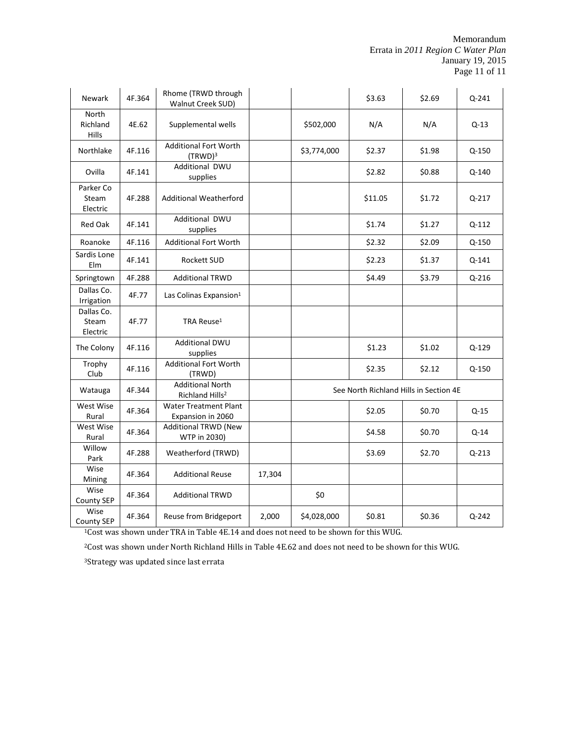| | | | | | | | |
|---|---|---|---|---|---|---|---|
| Newark | 4F.364 | Rhome (TRWD through Walnut Creek SUD) | | | $3.63 | $2.69 | Q-241 |
| North Richland Hills | 4E.62 | Supplemental wells | | $502,000 | N/A | N/A | Q-13 |
| Northlake | 4F.116 | Additional Fort Worth (TRWD)[3] | | $3,774,000 | $2.37 | $1.98 | Q-150 |
| Ovilla | 4F.141 | Additional DWU supplies | | | $2.82 | $0.88 | Q-140 |
| Parker Co Steam Electric | 4F.288 | Additional Weatherford | | | $11.05 | $1.72 | Q-217 |
| Red Oak | 4F.141 | Additional DWU supplies | | | $1.74 | $1.27 | Q-112 |
| Roanoke | 4F.116 | Additional Fort Worth | | | $2.32 | $2.09 | Q-150 |
| Sardis Lone Elm | 4F.141 | Rockett SUD | | | $2.23 | $1.37 | Q-141 |
| Springtown | 4F.288 | Additional TRWD | | | $4.49 | $3.79 | Q-216 |
| Dallas Co. Irrigation | 4F.77 | Las Colinas Expansion[1] | | | | | |
| Dallas Co. Steam Electric | 4F.77 | TRA Reuse[1] | | | | | |
| The Colony | 4F.116 | Additional DWU supplies | | | $1.23 | $1.02 | Q-129 |
| Trophy Club | 4F.116 | Additional Fort Worth (TRWD) | | | $2.35 | $2.12 | Q-150 |
| Watauga | 4F.344 | Additional North Richland Hills[2] | | See North Richland Hills in Section 4E | | | |
| West Wise Rural | 4F.364 | Water Treatment Plant Expansion in 2060 | | | $2.05 | $0.70 | Q-15 |
| West Wise Rural | 4F.364 | Additional TRWD (New WTP in 2030) | | | $4.58 | $0.70 | Q-14 |
| Willow Park | 4F.288 | Weatherford (TRWD) | | | $3.69 | $2.70 | Q-213 |
| Wise Mining | 4F.364 | Additional Reuse | 17,304 | | | | |
| Wise County SEP | 4F.364 | Additional TRWD | | $0 | | | |
| Wise County SEP | 4F.364 | Reuse from Bridgeport | 2,000 | $4,028,000 | $0.81 | $0.36 | Q-242 |

[1]Cost was shown under TRA in Table 4E.14 and does not need to be shown for this WUG.

[2]Cost was shown under North Richland Hills in Table 4E.62 and does not need to be shown for this WUG.

[3]Strategy was updated since last errata